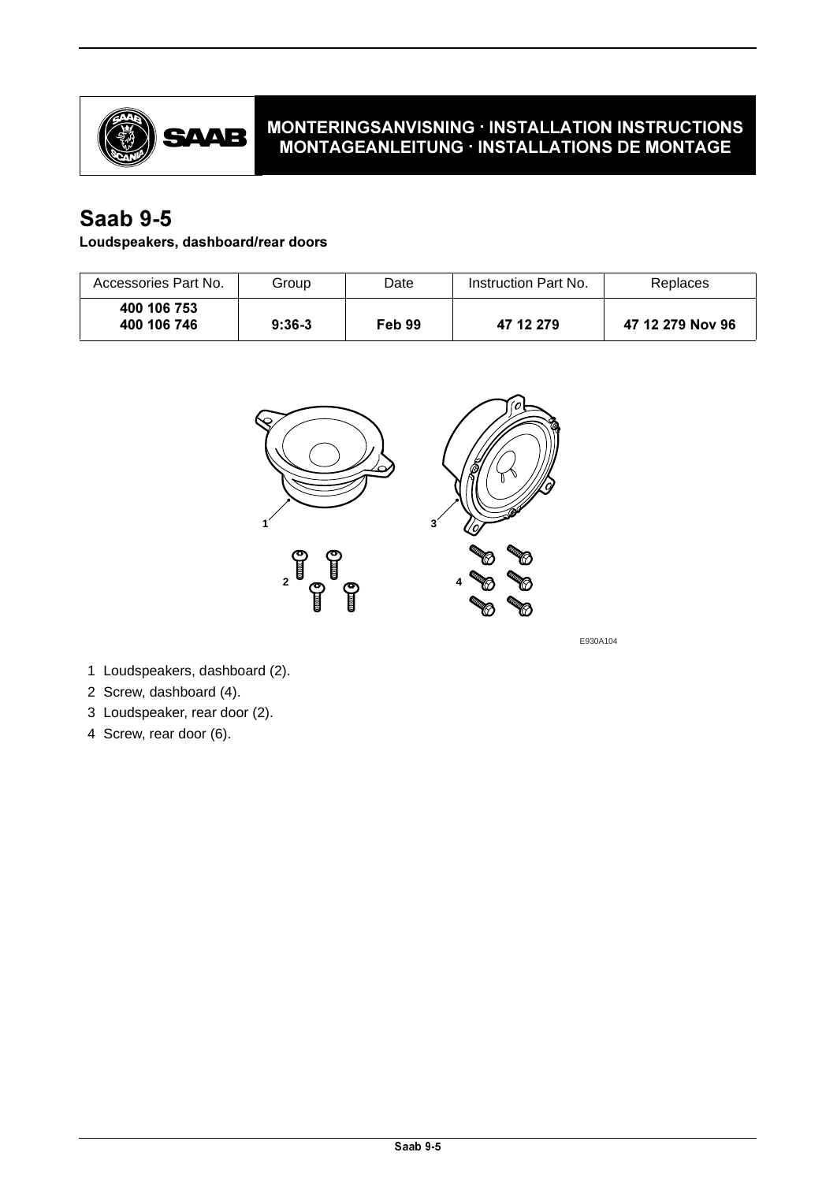**MONTERINGSANVISNING · INSTALLATION INSTRUCTIONS**
**MONTAGEANLEITUNG · INSTALLATIONS DE MONTAGE**

# Saab 9-5

**Loudspeakers, dashboard/rear doors**

| Accessories Part No. | Group | Date | Instruction Part No. | Replaces |
|---|---|---|---|---|
| **400 106 753**<br>**400 106 746** | **9:36-3** | **Feb 99** | **47 12 279** | **47 12 279 Nov 96** |

E930A104

1 Loudspeakers, dashboard (2).
2 Screw, dashboard (4).
3 Loudspeaker, rear door (2).
4 Screw, rear door (6).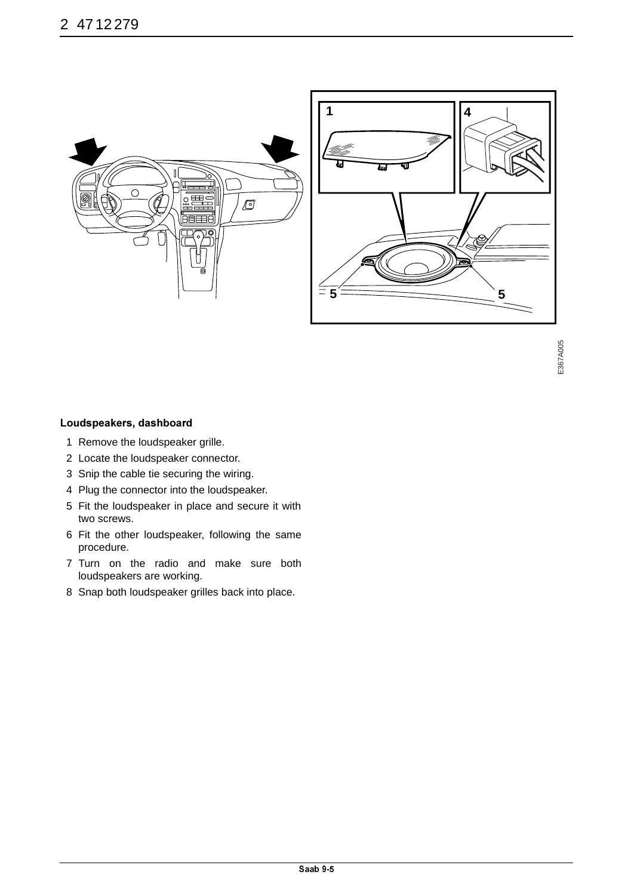## Loudspeakers, dashboard

1. Remove the loudspeaker grille.
2. Locate the loudspeaker connector.
3. Snip the cable tie securing the wiring.
4. Plug the connector into the loudspeaker.
5. Fit the loudspeaker in place and secure it with two screws.
6. Fit the other loudspeaker, following the same procedure.
7. Turn on the radio and make sure both loudspeakers are working.
8. Snap both loudspeaker grilles back into place.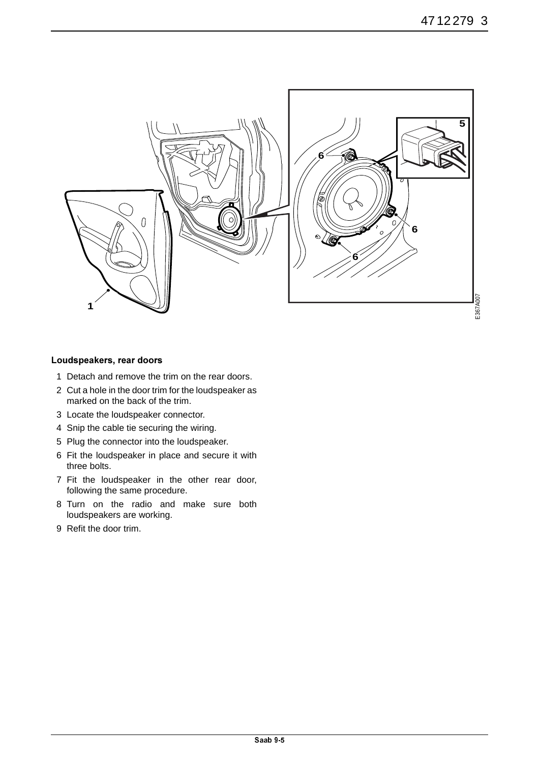### Loudspeakers, rear doors

1. Detach and remove the trim on the rear doors.
2. Cut a hole in the door trim for the loudspeaker as marked on the back of the trim.
3. Locate the loudspeaker connector.
4. Snip the cable tie securing the wiring.
5. Plug the connector into the loudspeaker.
6. Fit the loudspeaker in place and secure it with three bolts.
7. Fit the loudspeaker in the other rear door, following the same procedure.
8. Turn on the radio and make sure both loudspeakers are working.
9. Refit the door trim.